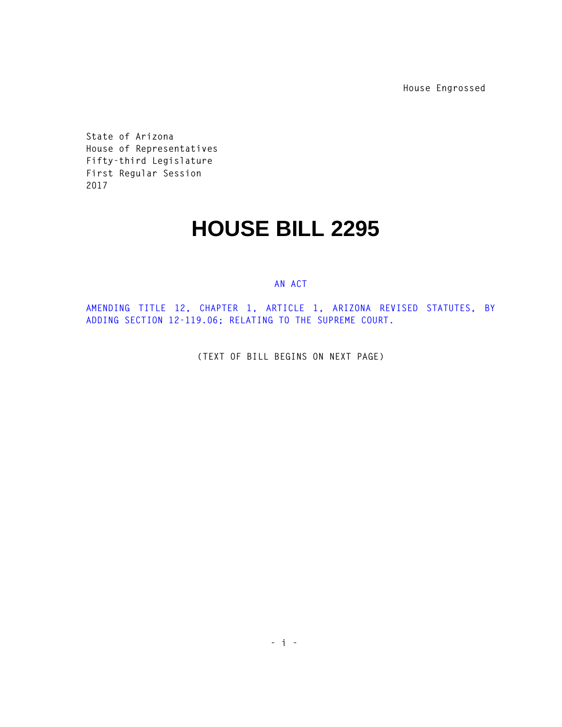House Engrossed

State of Arizona
House of Representatives
Fifty-third Legislature
First Regular Session
2017

# HOUSE BILL 2295

AN ACT

AMENDING TITLE 12, CHAPTER 1, ARTICLE 1, ARIZONA REVISED STATUTES, BY ADDING SECTION 12-119.06; RELATING TO THE SUPREME COURT.

(TEXT OF BILL BEGINS ON NEXT PAGE)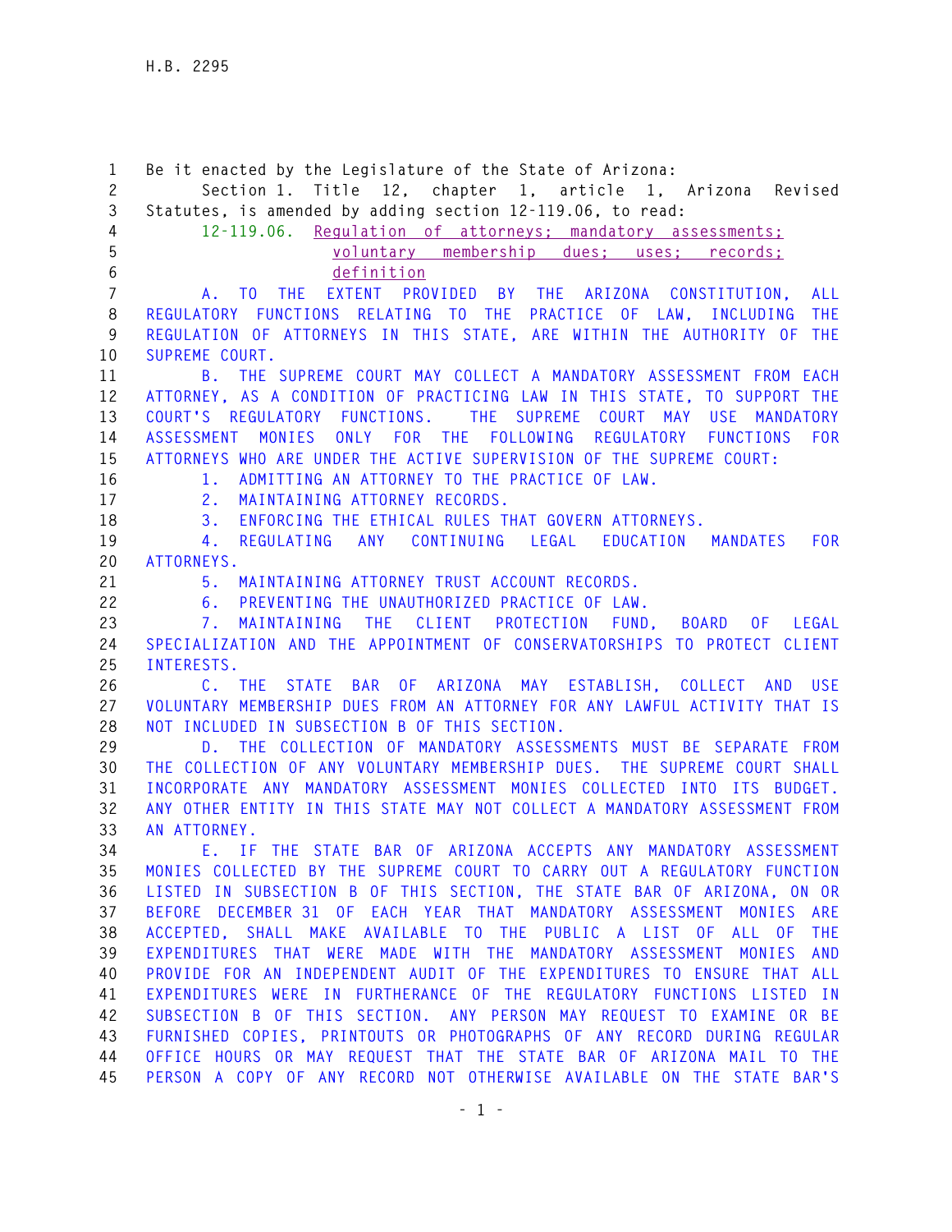Be it enacted by the Legislature of the State of Arizona:

Section 1. Title 12, chapter 1, article 1, Arizona Revised Statutes, is amended by adding section 12-119.06, to read:

12-119.06. Regulation of attorneys; mandatory assessments; voluntary membership dues; uses; records; definition

A. TO THE EXTENT PROVIDED BY THE ARIZONA CONSTITUTION, ALL REGULATORY FUNCTIONS RELATING TO THE PRACTICE OF LAW, INCLUDING THE REGULATION OF ATTORNEYS IN THIS STATE, ARE WITHIN THE AUTHORITY OF THE SUPREME COURT.

B. THE SUPREME COURT MAY COLLECT A MANDATORY ASSESSMENT FROM EACH ATTORNEY, AS A CONDITION OF PRACTICING LAW IN THIS STATE, TO SUPPORT THE COURT'S REGULATORY FUNCTIONS. THE SUPREME COURT MAY USE MANDATORY ASSESSMENT MONIES ONLY FOR THE FOLLOWING REGULATORY FUNCTIONS FOR ATTORNEYS WHO ARE UNDER THE ACTIVE SUPERVISION OF THE SUPREME COURT:

1. ADMITTING AN ATTORNEY TO THE PRACTICE OF LAW.

2. MAINTAINING ATTORNEY RECORDS.

3. ENFORCING THE ETHICAL RULES THAT GOVERN ATTORNEYS.

4. REGULATING ANY CONTINUING LEGAL EDUCATION MANDATES FOR ATTORNEYS.

5. MAINTAINING ATTORNEY TRUST ACCOUNT RECORDS.

6. PREVENTING THE UNAUTHORIZED PRACTICE OF LAW.

7. MAINTAINING THE CLIENT PROTECTION FUND, BOARD OF LEGAL SPECIALIZATION AND THE APPOINTMENT OF CONSERVATORSHIPS TO PROTECT CLIENT INTERESTS.

C. THE STATE BAR OF ARIZONA MAY ESTABLISH, COLLECT AND USE VOLUNTARY MEMBERSHIP DUES FROM AN ATTORNEY FOR ANY LAWFUL ACTIVITY THAT IS NOT INCLUDED IN SUBSECTION B OF THIS SECTION.

D. THE COLLECTION OF MANDATORY ASSESSMENTS MUST BE SEPARATE FROM THE COLLECTION OF ANY VOLUNTARY MEMBERSHIP DUES. THE SUPREME COURT SHALL INCORPORATE ANY MANDATORY ASSESSMENT MONIES COLLECTED INTO ITS BUDGET. ANY OTHER ENTITY IN THIS STATE MAY NOT COLLECT A MANDATORY ASSESSMENT FROM AN ATTORNEY.

E. IF THE STATE BAR OF ARIZONA ACCEPTS ANY MANDATORY ASSESSMENT MONIES COLLECTED BY THE SUPREME COURT TO CARRY OUT A REGULATORY FUNCTION LISTED IN SUBSECTION B OF THIS SECTION, THE STATE BAR OF ARIZONA, ON OR BEFORE DECEMBER 31 OF EACH YEAR THAT MANDATORY ASSESSMENT MONIES ARE ACCEPTED, SHALL MAKE AVAILABLE TO THE PUBLIC A LIST OF ALL OF THE EXPENDITURES THAT WERE MADE WITH THE MANDATORY ASSESSMENT MONIES AND PROVIDE FOR AN INDEPENDENT AUDIT OF THE EXPENDITURES TO ENSURE THAT ALL EXPENDITURES WERE IN FURTHERANCE OF THE REGULATORY FUNCTIONS LISTED IN SUBSECTION B OF THIS SECTION. ANY PERSON MAY REQUEST TO EXAMINE OR BE FURNISHED COPIES, PRINTOUTS OR PHOTOGRAPHS OF ANY RECORD DURING REGULAR OFFICE HOURS OR MAY REQUEST THAT THE STATE BAR OF ARIZONA MAIL TO THE PERSON A COPY OF ANY RECORD NOT OTHERWISE AVAILABLE ON THE STATE BAR'S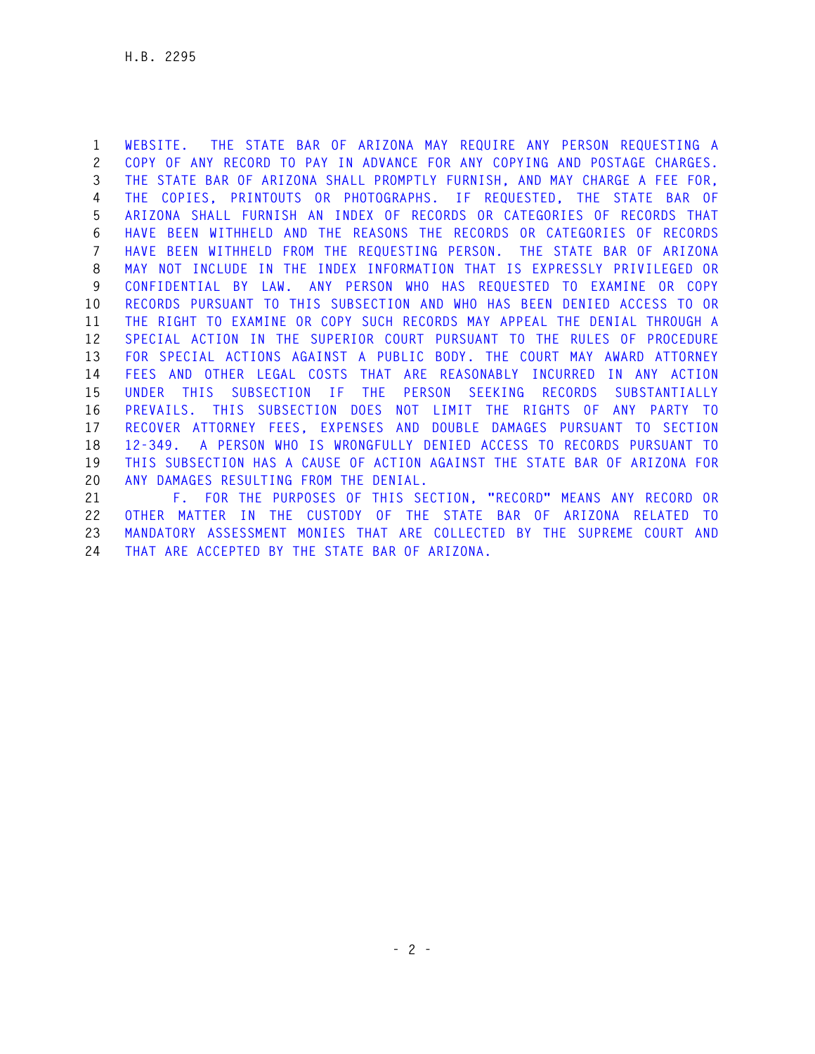WEBSITE. THE STATE BAR OF ARIZONA MAY REQUIRE ANY PERSON REQUESTING A COPY OF ANY RECORD TO PAY IN ADVANCE FOR ANY COPYING AND POSTAGE CHARGES. THE STATE BAR OF ARIZONA SHALL PROMPTLY FURNISH, AND MAY CHARGE A FEE FOR, THE COPIES, PRINTOUTS OR PHOTOGRAPHS. IF REQUESTED, THE STATE BAR OF ARIZONA SHALL FURNISH AN INDEX OF RECORDS OR CATEGORIES OF RECORDS THAT HAVE BEEN WITHHELD AND THE REASONS THE RECORDS OR CATEGORIES OF RECORDS HAVE BEEN WITHHELD FROM THE REQUESTING PERSON. THE STATE BAR OF ARIZONA MAY NOT INCLUDE IN THE INDEX INFORMATION THAT IS EXPRESSLY PRIVILEGED OR CONFIDENTIAL BY LAW. ANY PERSON WHO HAS REQUESTED TO EXAMINE OR COPY RECORDS PURSUANT TO THIS SUBSECTION AND WHO HAS BEEN DENIED ACCESS TO OR THE RIGHT TO EXAMINE OR COPY SUCH RECORDS MAY APPEAL THE DENIAL THROUGH A SPECIAL ACTION IN THE SUPERIOR COURT PURSUANT TO THE RULES OF PROCEDURE FOR SPECIAL ACTIONS AGAINST A PUBLIC BODY. THE COURT MAY AWARD ATTORNEY FEES AND OTHER LEGAL COSTS THAT ARE REASONABLY INCURRED IN ANY ACTION UNDER THIS SUBSECTION IF THE PERSON SEEKING RECORDS SUBSTANTIALLY PREVAILS. THIS SUBSECTION DOES NOT LIMIT THE RIGHTS OF ANY PARTY TO RECOVER ATTORNEY FEES, EXPENSES AND DOUBLE DAMAGES PURSUANT TO SECTION 12-349. A PERSON WHO IS WRONGFULLY DENIED ACCESS TO RECORDS PURSUANT TO THIS SUBSECTION HAS A CAUSE OF ACTION AGAINST THE STATE BAR OF ARIZONA FOR ANY DAMAGES RESULTING FROM THE DENIAL.

F. FOR THE PURPOSES OF THIS SECTION, "RECORD" MEANS ANY RECORD OR OTHER MATTER IN THE CUSTODY OF THE STATE BAR OF ARIZONA RELATED TO MANDATORY ASSESSMENT MONIES THAT ARE COLLECTED BY THE SUPREME COURT AND THAT ARE ACCEPTED BY THE STATE BAR OF ARIZONA.